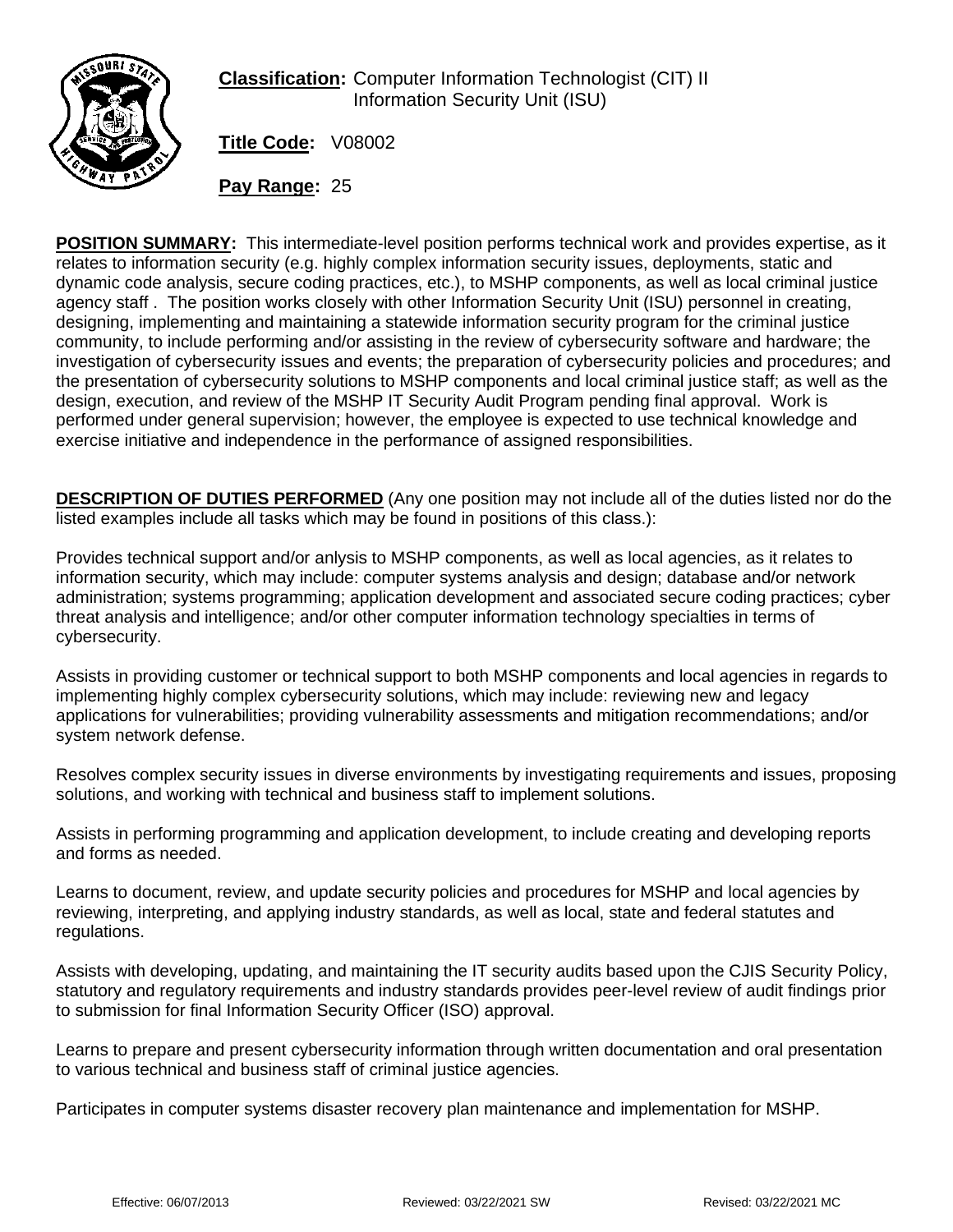**Classification:** Computer Information Technologist (CIT) II
Information Security Unit (ISU)

**Title Code:** V08002

**Pay Range:** 25

**POSITION SUMMARY:** This intermediate-level position performs technical work and provides expertise, as it relates to information security (e.g. highly complex information security issues, deployments, static and dynamic code analysis, secure coding practices, etc.), to MSHP components, as well as local criminal justice agency staff . The position works closely with other Information Security Unit (ISU) personnel in creating, designing, implementing and maintaining a statewide information security program for the criminal justice community, to include performing and/or assisting in the review of cybersecurity software and hardware; the investigation of cybersecurity issues and events; the preparation of cybersecurity policies and procedures; and the presentation of cybersecurity solutions to MSHP components and local criminal justice staff; as well as the design, execution, and review of the MSHP IT Security Audit Program pending final approval. Work is performed under general supervision; however, the employee is expected to use technical knowledge and exercise initiative and independence in the performance of assigned responsibilities.

**DESCRIPTION OF DUTIES PERFORMED** (Any one position may not include all of the duties listed nor do the listed examples include all tasks which may be found in positions of this class.):

Provides technical support and/or anlysis to MSHP components, as well as local agencies, as it relates to information security, which may include: computer systems analysis and design; database and/or network administration; systems programming; application development and associated secure coding practices; cyber threat analysis and intelligence; and/or other computer information technology specialties in terms of cybersecurity.

Assists in providing customer or technical support to both MSHP components and local agencies in regards to implementing highly complex cybersecurity solutions, which may include: reviewing new and legacy applications for vulnerabilities; providing vulnerability assessments and mitigation recommendations; and/or system network defense.

Resolves complex security issues in diverse environments by investigating requirements and issues, proposing solutions, and working with technical and business staff to implement solutions.

Assists in performing programming and application development, to include creating and developing reports and forms as needed.

Learns to document, review, and update security policies and procedures for MSHP and local agencies by reviewing, interpreting, and applying industry standards, as well as local, state and federal statutes and regulations.

Assists with developing, updating, and maintaining the IT security audits based upon the CJIS Security Policy, statutory and regulatory requirements and industry standards provides peer-level review of audit findings prior to submission for final Information Security Officer (ISO) approval.

Learns to prepare and present cybersecurity information through written documentation and oral presentation to various technical and business staff of criminal justice agencies.

Participates in computer systems disaster recovery plan maintenance and implementation for MSHP.

Effective: 06/07/2013 Reviewed: 03/22/2021 SW Revised: 03/22/2021 MC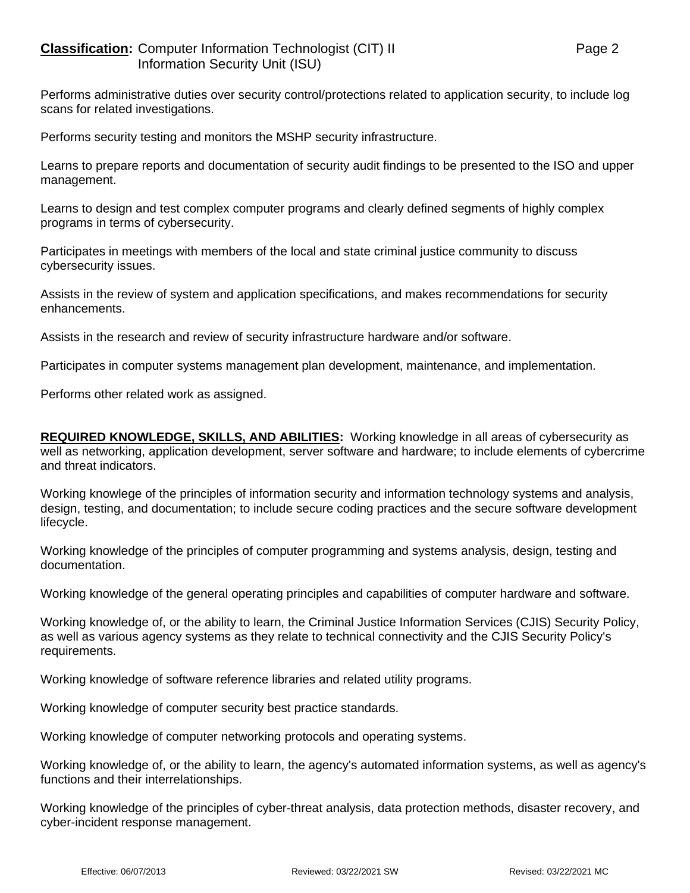Performs administrative duties over security control/protections related to application security, to include log scans for related investigations.

Performs security testing and monitors the MSHP security infrastructure.

Learns to prepare reports and documentation of security audit findings to be presented to the ISO and upper management.

Learns to design and test complex computer programs and clearly defined segments of highly complex programs in terms of cybersecurity.

Participates in meetings with members of the local and state criminal justice community to discuss cybersecurity issues.

Assists in the review of system and application specifications, and makes recommendations for security enhancements.

Assists in the research and review of security infrastructure hardware and/or software.

Participates in computer systems management plan development, maintenance, and implementation.

Performs other related work as assigned.

**REQUIRED KNOWLEDGE, SKILLS, AND ABILITIES:** Working knowledge in all areas of cybersecurity as well as networking, application development, server software and hardware; to include elements of cybercrime and threat indicators.

Working knowlege of the principles of information security and information technology systems and analysis, design, testing, and documentation; to include secure coding practices and the secure software development lifecycle.

Working knowledge of the principles of computer programming and systems analysis, design, testing and documentation.

Working knowledge of the general operating principles and capabilities of computer hardware and software.

Working knowledge of, or the ability to learn, the Criminal Justice Information Services (CJIS) Security Policy, as well as various agency systems as they relate to technical connectivity and the CJIS Security Policy's requirements.

Working knowledge of software reference libraries and related utility programs.

Working knowledge of computer security best practice standards.

Working knowledge of computer networking protocols and operating systems.

Working knowledge of, or the ability to learn, the agency's automated information systems, as well as agency's functions and their interrelationships.

Working knowledge of the principles of cyber-threat analysis, data protection methods, disaster recovery, and cyber-incident response management.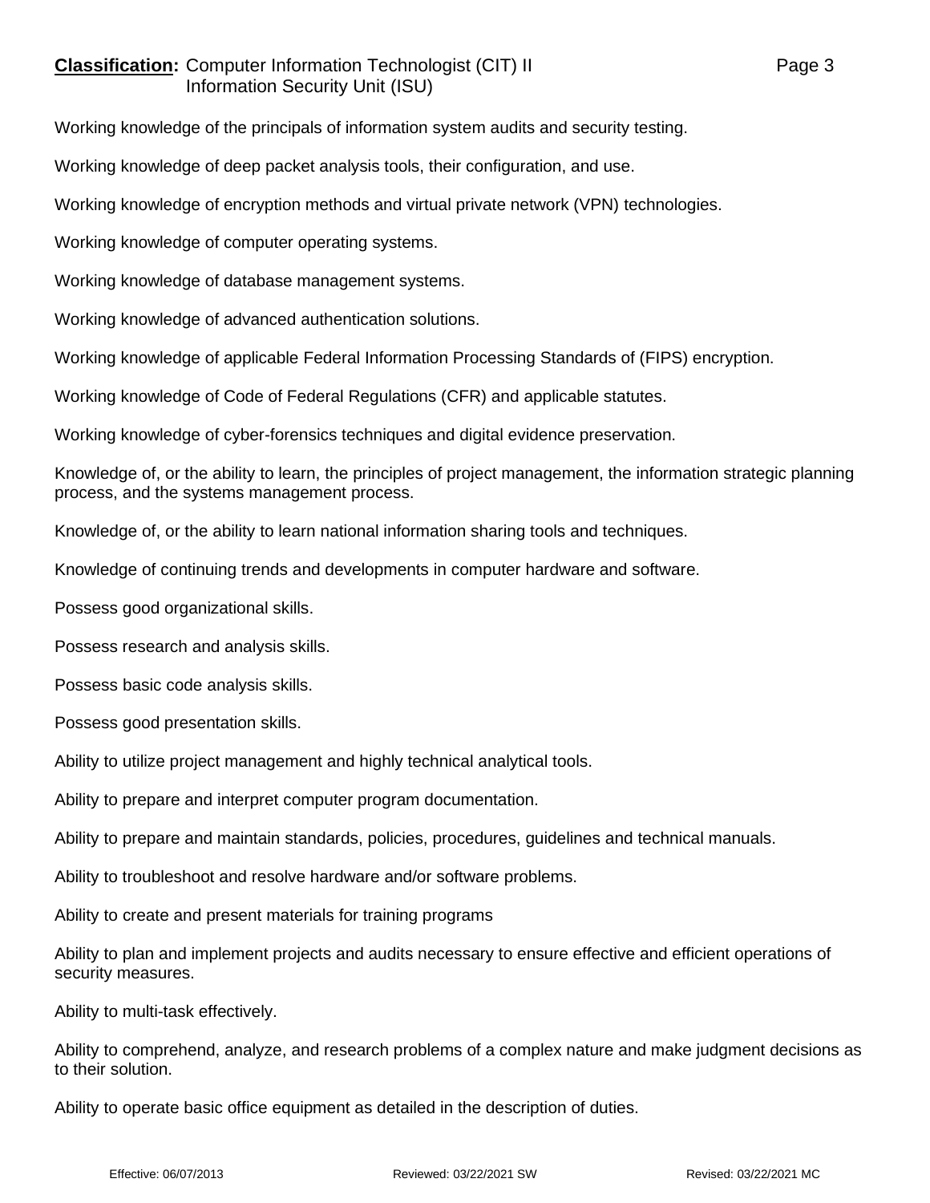Working knowledge of the principals of information system audits and security testing.

Working knowledge of deep packet analysis tools, their configuration, and use.

Working knowledge of encryption methods and virtual private network (VPN) technologies.

Working knowledge of computer operating systems.

Working knowledge of database management systems.

Working knowledge of advanced authentication solutions.

Working knowledge of applicable Federal Information Processing Standards of (FIPS) encryption.

Working knowledge of Code of Federal Regulations (CFR) and applicable statutes.

Working knowledge of cyber-forensics techniques and digital evidence preservation.

Knowledge of, or the ability to learn, the principles of project management, the information strategic planning process, and the systems management process.

Knowledge of, or the ability to learn national information sharing tools and techniques.

Knowledge of continuing trends and developments in computer hardware and software.

Possess good organizational skills.

Possess research and analysis skills.

Possess basic code analysis skills.

Possess good presentation skills.

Ability to utilize project management and highly technical analytical tools.

Ability to prepare and interpret computer program documentation.

Ability to prepare and maintain standards, policies, procedures, guidelines and technical manuals.

Ability to troubleshoot and resolve hardware and/or software problems.

Ability to create and present materials for training programs

Ability to plan and implement projects and audits necessary to ensure effective and efficient operations of security measures.

Ability to multi-task effectively.

Ability to comprehend, analyze, and research problems of a complex nature and make judgment decisions as to their solution.

Ability to operate basic office equipment as detailed in the description of duties.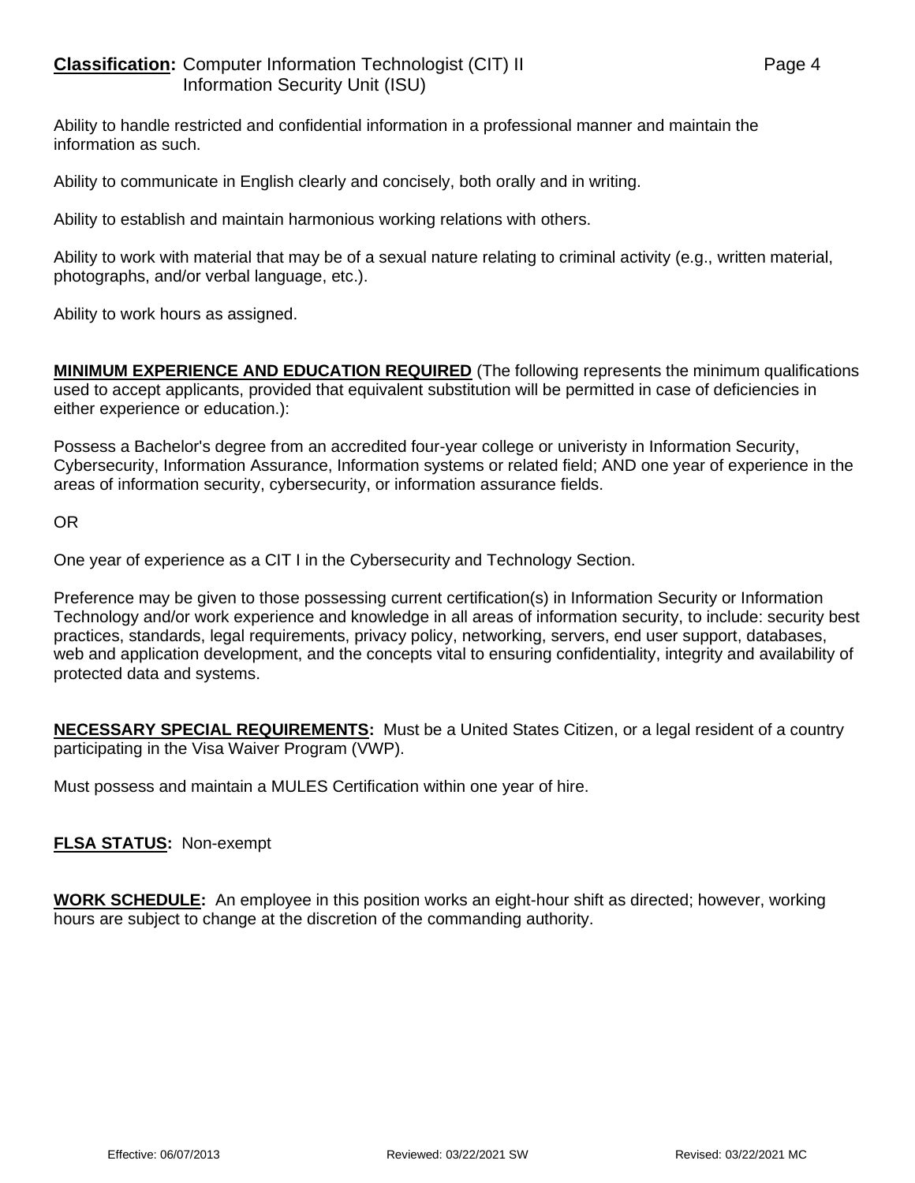Ability to handle restricted and confidential information in a professional manner and maintain the information as such.

Ability to communicate in English clearly and concisely, both orally and in writing.

Ability to establish and maintain harmonious working relations with others.

Ability to work with material that may be of a sexual nature relating to criminal activity (e.g., written material, photographs, and/or verbal language, etc.).

Ability to work hours as assigned.

**MINIMUM EXPERIENCE AND EDUCATION REQUIRED** (The following represents the minimum qualifications used to accept applicants, provided that equivalent substitution will be permitted in case of deficiencies in either experience or education.):

Possess a Bachelor's degree from an accredited four-year college or univeristy in Information Security, Cybersecurity, Information Assurance, Information systems or related field; AND one year of experience in the areas of information security, cybersecurity, or information assurance fields.

OR

One year of experience as a CIT I in the Cybersecurity and Technology Section.

Preference may be given to those possessing current certification(s) in Information Security or Information Technology and/or work experience and knowledge in all areas of information security, to include: security best practices, standards, legal requirements, privacy policy, networking, servers, end user support, databases, web and application development, and the concepts vital to ensuring confidentiality, integrity and availability of protected data and systems.

**NECESSARY SPECIAL REQUIREMENTS:** Must be a United States Citizen, or a legal resident of a country participating in the Visa Waiver Program (VWP).

Must possess and maintain a MULES Certification within one year of hire.

**FLSA STATUS:** Non-exempt

**WORK SCHEDULE:** An employee in this position works an eight-hour shift as directed; however, working hours are subject to change at the discretion of the commanding authority.